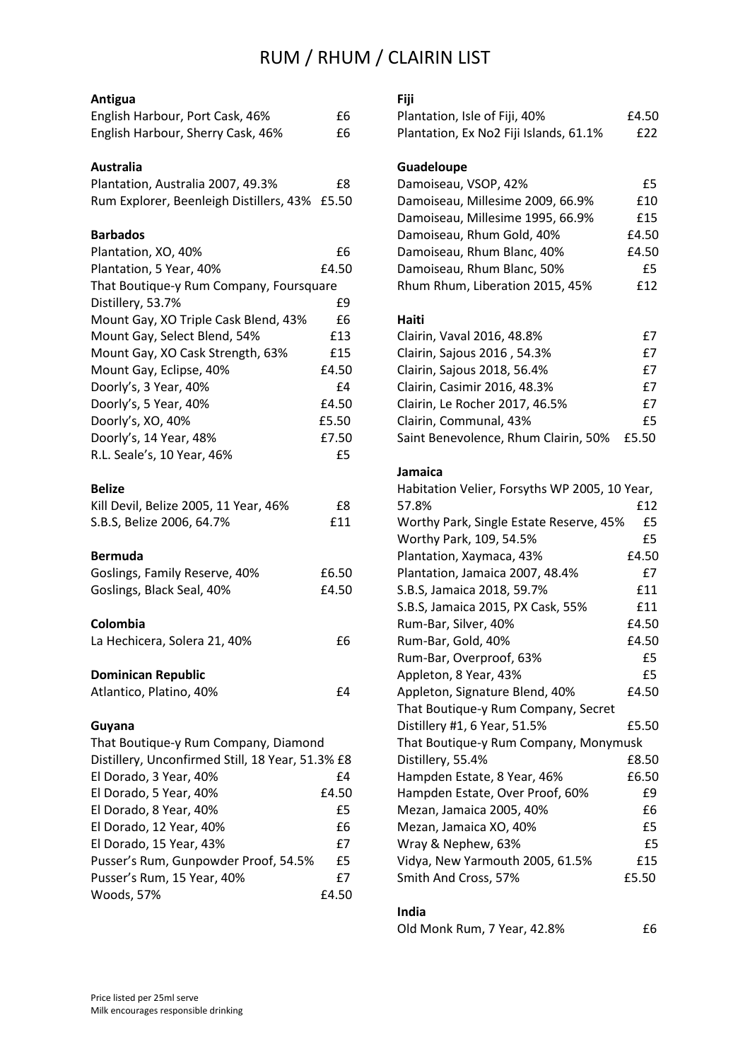# RUM / RHUM / CLAIRIN LIST

### Antigua

| | |
|---|---|
| English Harbour, Port Cask, 46% | £6 |
| English Harbour, Sherry Cask, 46% | £6 |

### Australia

| | |
|---|---|
| Plantation, Australia 2007, 49.3% | £8 |
| Rum Explorer, Beenleigh Distillers, 43% | £5.50 |

### Barbados

| | |
|---|---|
| Plantation, XO, 40% | £6 |
| Plantation, 5 Year, 40% | £4.50 |
| That Boutique-y Rum Company, Foursquare Distillery, 53.7% | £9 |
| Mount Gay, XO Triple Cask Blend, 43% | £6 |
| Mount Gay, Select Blend, 54% | £13 |
| Mount Gay, XO Cask Strength, 63% | £15 |
| Mount Gay, Eclipse, 40% | £4.50 |
| Doorly's, 3 Year, 40% | £4 |
| Doorly's, 5 Year, 40% | £4.50 |
| Doorly's, XO, 40% | £5.50 |
| Doorly's, 14 Year, 48% | £7.50 |
| R.L. Seale's, 10 Year, 46% | £5 |

### Belize

| | |
|---|---|
| Kill Devil, Belize 2005, 11 Year, 46% | £8 |
| S.B.S, Belize 2006, 64.7% | £11 |

### Bermuda

| | |
|---|---|
| Goslings, Family Reserve, 40% | £6.50 |
| Goslings, Black Seal, 40% | £4.50 |

### Colombia

| | |
|---|---|
| La Hechicera, Solera 21, 40% | £6 |

### Dominican Republic

| | |
|---|---|
| Atlantico, Platino, 40% | £4 |

### Guyana

| | |
|---|---|
| That Boutique-y Rum Company, Diamond Distillery, Unconfirmed Still, 18 Year, 51.3% | £8 |
| El Dorado, 3 Year, 40% | £4 |
| El Dorado, 5 Year, 40% | £4.50 |
| El Dorado, 8 Year, 40% | £5 |
| El Dorado, 12 Year, 40% | £6 |
| El Dorado, 15 Year, 43% | £7 |
| Pusser's Rum, Gunpowder Proof, 54.5% | £5 |
| Pusser's Rum, 15 Year, 40% | £7 |
| Woods, 57% | £4.50 |

### Fiji

| | |
|---|---|
| Plantation, Isle of Fiji, 40% | £4.50 |
| Plantation, Ex No2 Fiji Islands, 61.1% | £22 |

### Guadeloupe

| | |
|---|---|
| Damoiseau, VSOP, 42% | £5 |
| Damoiseau, Millesime 2009, 66.9% | £10 |
| Damoiseau, Millesime 1995, 66.9% | £15 |
| Damoiseau, Rhum Gold, 40% | £4.50 |
| Damoiseau, Rhum Blanc, 40% | £4.50 |
| Damoiseau, Rhum Blanc, 50% | £5 |
| Rhum Rhum, Liberation 2015, 45% | £12 |

### Haiti

| | |
|---|---|
| Clairin, Vaval 2016, 48.8% | £7 |
| Clairin, Sajous 2016 , 54.3% | £7 |
| Clairin, Sajous 2018, 56.4% | £7 |
| Clairin, Casimir 2016, 48.3% | £7 |
| Clairin, Le Rocher 2017, 46.5% | £7 |
| Clairin, Communal, 43% | £5 |
| Saint Benevolence, Rhum Clairin, 50% | £5.50 |

### Jamaica

| | |
|---|---|
| Habitation Velier, Forsyths WP 2005, 10 Year, 57.8% | £12 |
| Worthy Park, Single Estate Reserve, 45% | £5 |
| Worthy Park, 109, 54.5% | £5 |
| Plantation, Xaymaca, 43% | £4.50 |
| Plantation, Jamaica 2007, 48.4% | £7 |
| S.B.S, Jamaica 2018, 59.7% | £11 |
| S.B.S, Jamaica 2015, PX Cask, 55% | £11 |
| Rum-Bar, Silver, 40% | £4.50 |
| Rum-Bar, Gold, 40% | £4.50 |
| Rum-Bar, Overproof, 63% | £5 |
| Appleton, 8 Year, 43% | £5 |
| Appleton, Signature Blend, 40% | £4.50 |
| That Boutique-y Rum Company, Secret Distillery #1, 6 Year, 51.5% | £5.50 |
| That Boutique-y Rum Company, Monymusk Distillery, 55.4% | £8.50 |
| Hampden Estate, 8 Year, 46% | £6.50 |
| Hampden Estate, Over Proof, 60% | £9 |
| Mezan, Jamaica 2005, 40% | £6 |
| Mezan, Jamaica XO, 40% | £5 |
| Wray & Nephew, 63% | £5 |
| Vidya, New Yarmouth 2005, 61.5% | £15 |
| Smith And Cross, 57% | £5.50 |

### India

| | |
|---|---|
| Old Monk Rum, 7 Year, 42.8% | £6 |

Price listed per 25ml serve
Milk encourages responsible drinking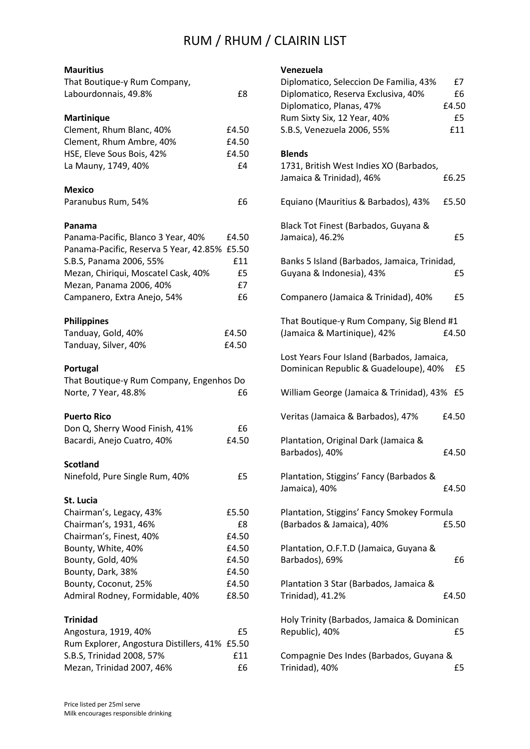# RUM / RHUM / CLAIRIN LIST

**Mauritius**

| | |
|---|---|
| That Boutique-y Rum Company, Labourdonnais, 49.8% | £8 |

**Martinique**

| | |
|---|---|
| Clement, Rhum Blanc, 40% | £4.50 |
| Clement, Rhum Ambre, 40% | £4.50 |
| HSE, Eleve Sous Bois, 42% | £4.50 |
| La Mauny, 1749, 40% | £4 |

**Mexico**

| | |
|---|---|
| Paranubus Rum, 54% | £6 |

**Panama**

| | |
|---|---|
| Panama-Pacific, Blanco 3 Year, 40% | £4.50 |
| Panama-Pacific, Reserva 5 Year, 42.85% | £5.50 |
| S.B.S, Panama 2006, 55% | £11 |
| Mezan, Chiriqui, Moscatel Cask, 40% | £5 |
| Mezan, Panama 2006, 40% | £7 |
| Campanero, Extra Anejo, 54% | £6 |

**Philippines**

| | |
|---|---|
| Tanduay, Gold, 40% | £4.50 |
| Tanduay, Silver, 40% | £4.50 |

**Portugal**

| | |
|---|---|
| That Boutique-y Rum Company, Engenhos Do Norte, 7 Year, 48.8% | £6 |

**Puerto Rico**

| | |
|---|---|
| Don Q, Sherry Wood Finish, 41% | £6 |
| Bacardi, Anejo Cuatro, 40% | £4.50 |

**Scotland**

| | |
|---|---|
| Ninefold, Pure Single Rum, 40% | £5 |

**St. Lucia**

| | |
|---|---|
| Chairman's, Legacy, 43% | £5.50 |
| Chairman's, 1931, 46% | £8 |
| Chairman's, Finest, 40% | £4.50 |
| Bounty, White, 40% | £4.50 |
| Bounty, Gold, 40% | £4.50 |
| Bounty, Dark, 38% | £4.50 |
| Bounty, Coconut, 25% | £4.50 |
| Admiral Rodney, Formidable, 40% | £8.50 |

**Trinidad**

| | |
|---|---|
| Angostura, 1919, 40% | £5 |
| Rum Explorer, Angostura Distillers, 41% | £5.50 |
| S.B.S, Trinidad 2008, 57% | £11 |
| Mezan, Trinidad 2007, 46% | £6 |

**Venezuela**

| | |
|---|---|
| Diplomatico, Seleccion De Familia, 43% | £7 |
| Diplomatico, Reserva Exclusiva, 40% | £6 |
| Diplomatico, Planas, 47% | £4.50 |
| Rum Sixty Six, 12 Year, 40% | £5 |
| S.B.S, Venezuela 2006, 55% | £11 |

**Blends**

| | |
|---|---|
| 1731, British West Indies XO (Barbados, Jamaica & Trinidad), 46% | £6.25 |
| Equiano (Mauritius & Barbados), 43% | £5.50 |
| Black Tot Finest (Barbados, Guyana & Jamaica), 46.2% | £5 |
| Banks 5 Island (Barbados, Jamaica, Trinidad, Guyana & Indonesia), 43% | £5 |
| Companero (Jamaica & Trinidad), 40% | £5 |
| That Boutique-y Rum Company, Sig Blend #1 (Jamaica & Martinique), 42% | £4.50 |
| Lost Years Four Island (Barbados, Jamaica, Dominican Republic & Guadeloupe), 40% | £5 |
| William George (Jamaica & Trinidad), 43% | £5 |
| Veritas (Jamaica & Barbados), 47% | £4.50 |
| Plantation, Original Dark (Jamaica & Barbados), 40% | £4.50 |
| Plantation, Stiggins' Fancy (Barbados & Jamaica), 40% | £4.50 |
| Plantation, Stiggins' Fancy Smokey Formula (Barbados & Jamaica), 40% | £5.50 |
| Plantation, O.F.T.D (Jamaica, Guyana & Barbados), 69% | £6 |
| Plantation 3 Star (Barbados, Jamaica & Trinidad), 41.2% | £4.50 |
| Holy Trinity (Barbados, Jamaica & Dominican Republic), 40% | £5 |
| Compagnie Des Indes (Barbados, Guyana & Trinidad), 40% | £5 |

Price listed per 25ml serve

Milk encourages responsible drinking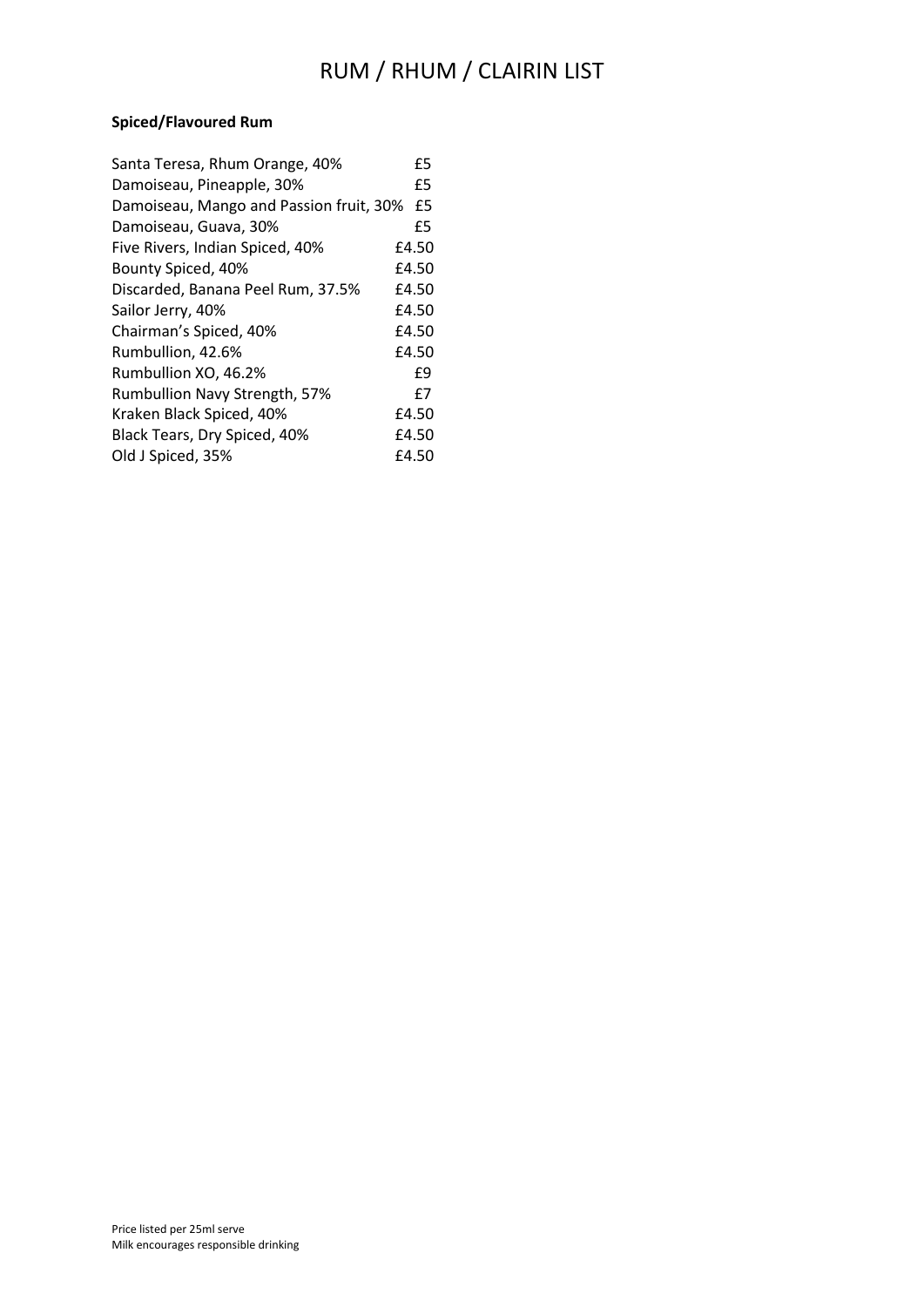# RUM / RHUM / CLAIRIN LIST

**Spiced/Flavoured Rum**

| | |
|---|---|
| Santa Teresa, Rhum Orange, 40% | £5 |
| Damoiseau, Pineapple, 30% | £5 |
| Damoiseau, Mango and Passion fruit, 30% | £5 |
| Damoiseau, Guava, 30% | £5 |
| Five Rivers, Indian Spiced, 40% | £4.50 |
| Bounty Spiced, 40% | £4.50 |
| Discarded, Banana Peel Rum, 37.5% | £4.50 |
| Sailor Jerry, 40% | £4.50 |
| Chairman's Spiced, 40% | £4.50 |
| Rumbullion, 42.6% | £4.50 |
| Rumbullion XO, 46.2% | £9 |
| Rumbullion Navy Strength, 57% | £7 |
| Kraken Black Spiced, 40% | £4.50 |
| Black Tears, Dry Spiced, 40% | £4.50 |
| Old J Spiced, 35% | £4.50 |

Price listed per 25ml serve
Milk encourages responsible drinking